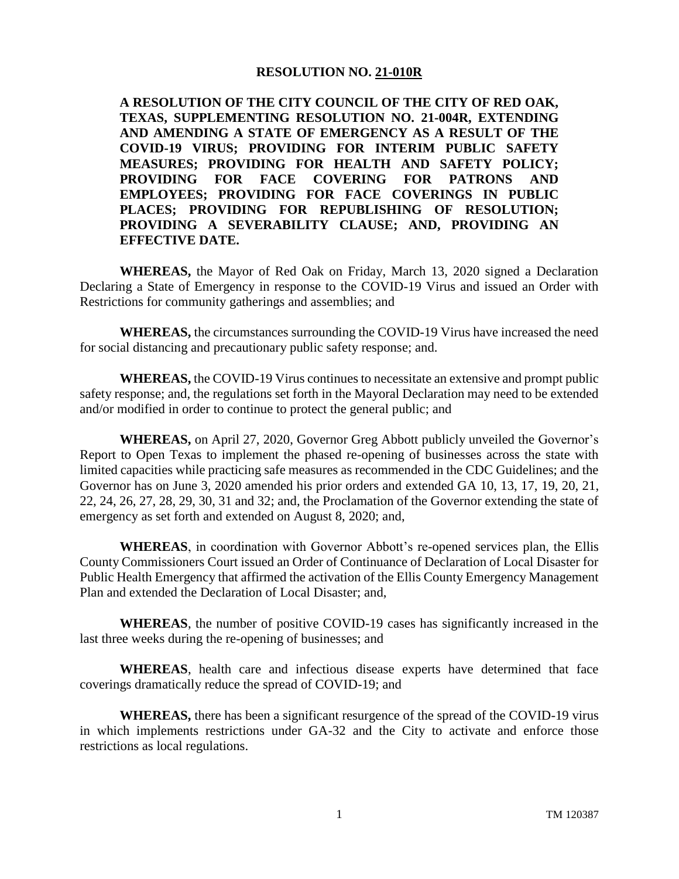# RESOLUTION NO. 21-010R

**A RESOLUTION OF THE CITY COUNCIL OF THE CITY OF RED OAK, TEXAS, SUPPLEMENTING RESOLUTION NO. 21-004R, EXTENDING AND AMENDING A STATE OF EMERGENCY AS A RESULT OF THE COVID-19 VIRUS; PROVIDING FOR INTERIM PUBLIC SAFETY MEASURES; PROVIDING FOR HEALTH AND SAFETY POLICY; PROVIDING FOR FACE COVERING FOR PATRONS AND EMPLOYEES; PROVIDING FOR FACE COVERINGS IN PUBLIC PLACES; PROVIDING FOR REPUBLISHING OF RESOLUTION; PROVIDING A SEVERABILITY CLAUSE; AND, PROVIDING AN EFFECTIVE DATE.**

**WHEREAS,** the Mayor of Red Oak on Friday, March 13, 2020 signed a Declaration Declaring a State of Emergency in response to the COVID-19 Virus and issued an Order with Restrictions for community gatherings and assemblies; and

**WHEREAS,** the circumstances surrounding the COVID-19 Virus have increased the need for social distancing and precautionary public safety response; and.

**WHEREAS,** the COVID-19 Virus continues to necessitate an extensive and prompt public safety response; and, the regulations set forth in the Mayoral Declaration may need to be extended and/or modified in order to continue to protect the general public; and

**WHEREAS,** on April 27, 2020, Governor Greg Abbott publicly unveiled the Governor's Report to Open Texas to implement the phased re-opening of businesses across the state with limited capacities while practicing safe measures as recommended in the CDC Guidelines; and the Governor has on June 3, 2020 amended his prior orders and extended GA 10, 13, 17, 19, 20, 21, 22, 24, 26, 27, 28, 29, 30, 31 and 32; and, the Proclamation of the Governor extending the state of emergency as set forth and extended on August 8, 2020; and,

**WHEREAS**, in coordination with Governor Abbott's re-opened services plan, the Ellis County Commissioners Court issued an Order of Continuance of Declaration of Local Disaster for Public Health Emergency that affirmed the activation of the Ellis County Emergency Management Plan and extended the Declaration of Local Disaster; and,

**WHEREAS**, the number of positive COVID-19 cases has significantly increased in the last three weeks during the re-opening of businesses; and

**WHEREAS**, health care and infectious disease experts have determined that face coverings dramatically reduce the spread of COVID-19; and

**WHEREAS,** there has been a significant resurgence of the spread of the COVID-19 virus in which implements restrictions under GA-32 and the City to activate and enforce those restrictions as local regulations.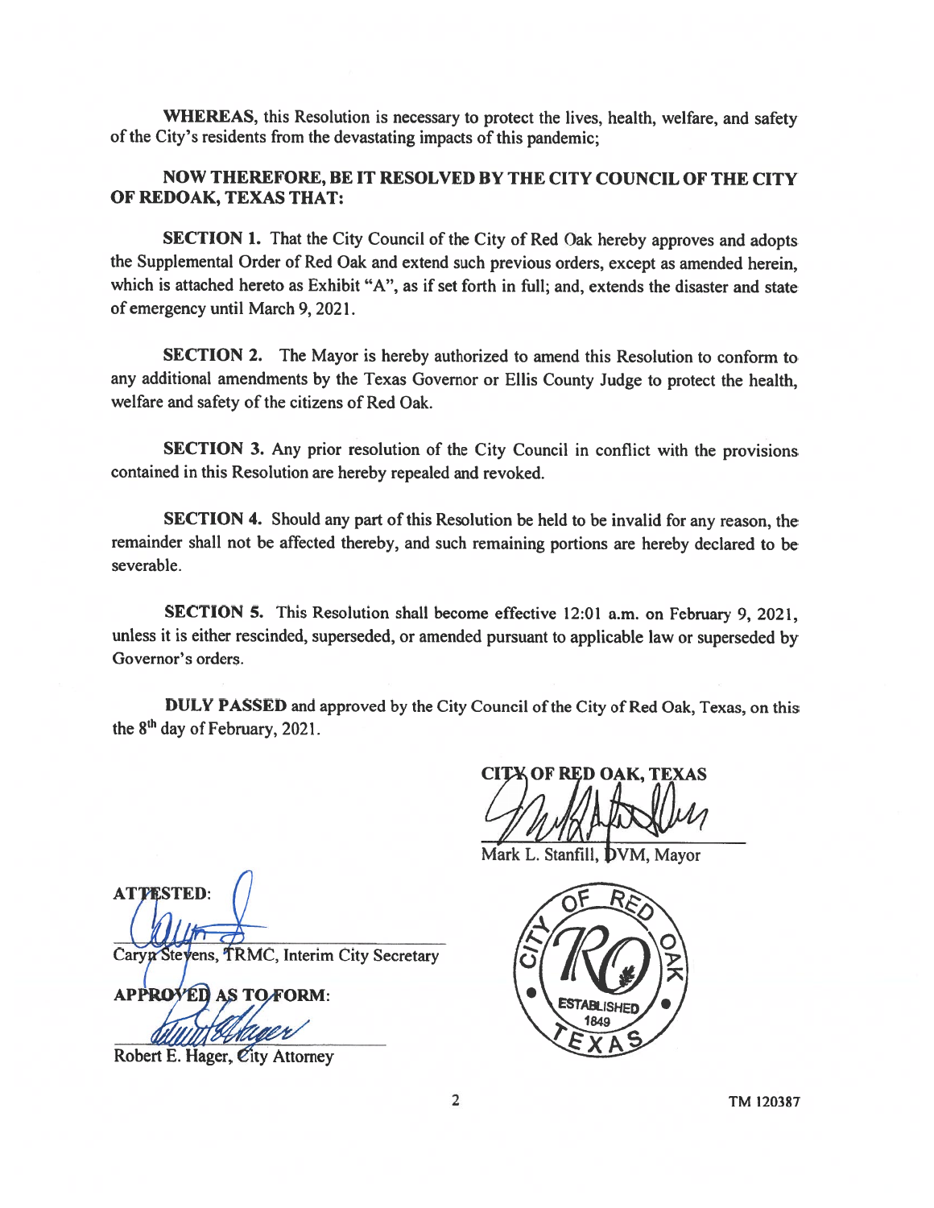**WHEREAS**, this Resolution is necessary to protect the lives, health, welfare, and safety of the City's residents from the devastating impacts of this pandemic;

**NOW THEREFORE, BE IT RESOLVED BY THE CITY COUNCIL OF THE CITY OF REDOAK, TEXAS THAT:**

**SECTION 1.** That the City Council of the City of Red Oak hereby approves and adopts the Supplemental Order of Red Oak and extend such previous orders, except as amended herein, which is attached hereto as Exhibit "A", as if set forth in full; and, extends the disaster and state of emergency until March 9, 2021.

**SECTION 2.** The Mayor is hereby authorized to amend this Resolution to conform to any additional amendments by the Texas Governor or Ellis County Judge to protect the health, welfare and safety of the citizens of Red Oak.

**SECTION 3.** Any prior resolution of the City Council in conflict with the provisions contained in this Resolution are hereby repealed and revoked.

**SECTION 4.** Should any part of this Resolution be held to be invalid for any reason, the remainder shall not be affected thereby, and such remaining portions are hereby declared to be severable.

**SECTION 5.** This Resolution shall become effective 12:01 a.m. on February 9, 2021, unless it is either rescinded, superseded, or amended pursuant to applicable law or superseded by Governor's orders.

**DULY PASSED** and approved by the City Council of the City of Red Oak, Texas, on this the 8th day of February, 2021.

**CITY OF RED OAK, TEXAS**

Mark L. Stanfill, DVM, Mayor

**ATTESTED:**

Caryn Stevens, TRMC, Interim City Secretary

**APPROVED AS TO FORM:**

Robert E. Hager, City Attorney

CITY OF RED OAK
RO
ESTABLISHED 1849
TEXAS

TM 120387